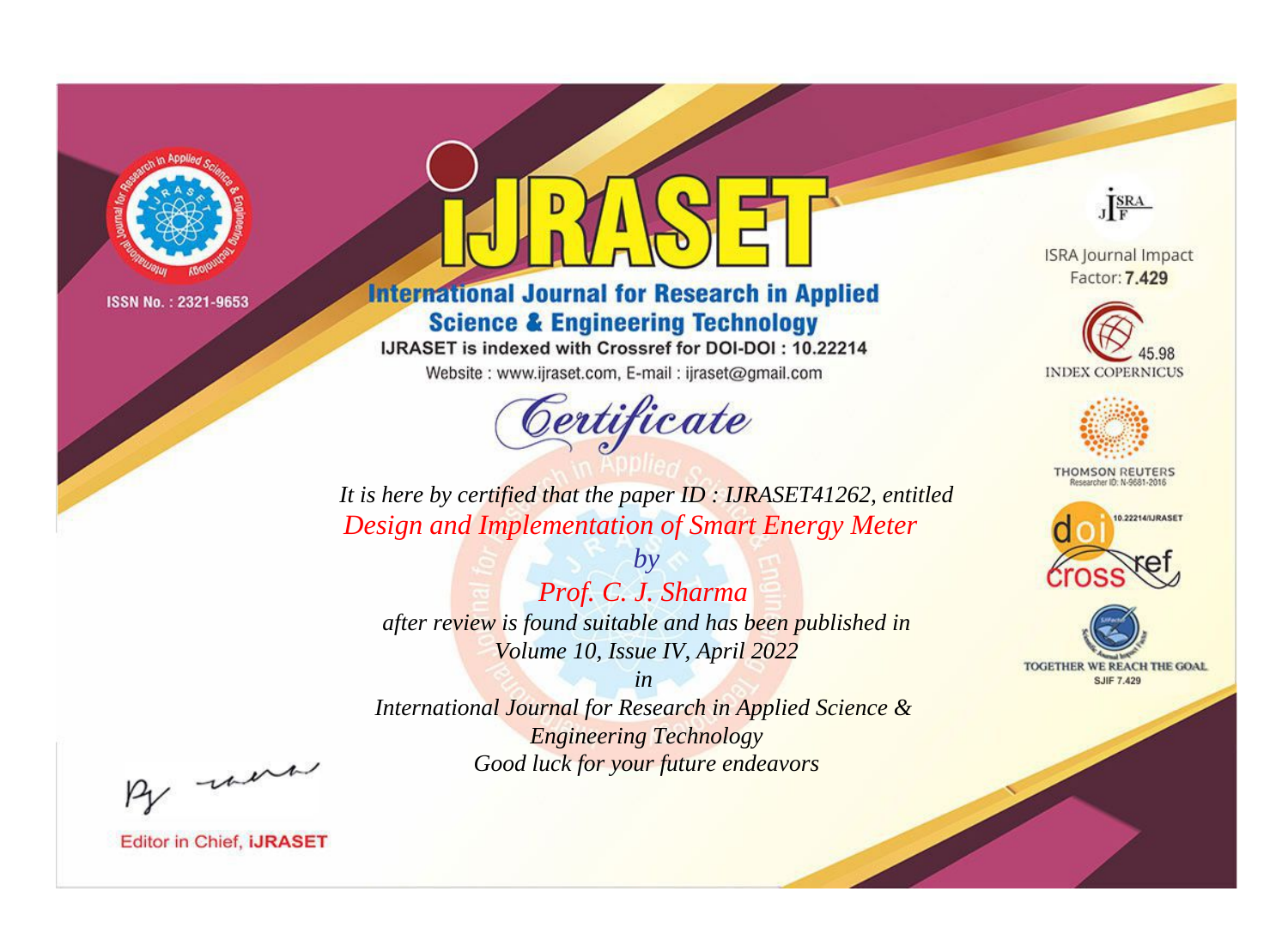ISSN No. : 2321-9653

# iJRASET

## International Journal for Research in Applied Science & Engineering Technology

IJRASET is indexed with Crossref for DOI-DOI : 10.22214

Website : www.ijraset.com, E-mail : ijraset@gmail.com

ISRA Journal Impact Factor: **7.429**

45.98 INDEX COPERNICUS

THOMSON REUTERS Researcher ID: N-9681-2016

10.22214/IJRASET

TOGETHER WE REACH THE GOAL SJIF 7.429

# *Certificate*

*It is here by certified that the paper ID : IJRASET41262, entitled*

*Design and Implementation of Smart Energy Meter*

*by*

*Prof. C. J. Sharma*

*after review is found suitable and has been published in*

*Volume 10, Issue IV, April 2022*

*in*

*International Journal for Research in Applied Science & Engineering Technology*

*Good luck for your future endeavors*

Editor in Chief, **iJRASET**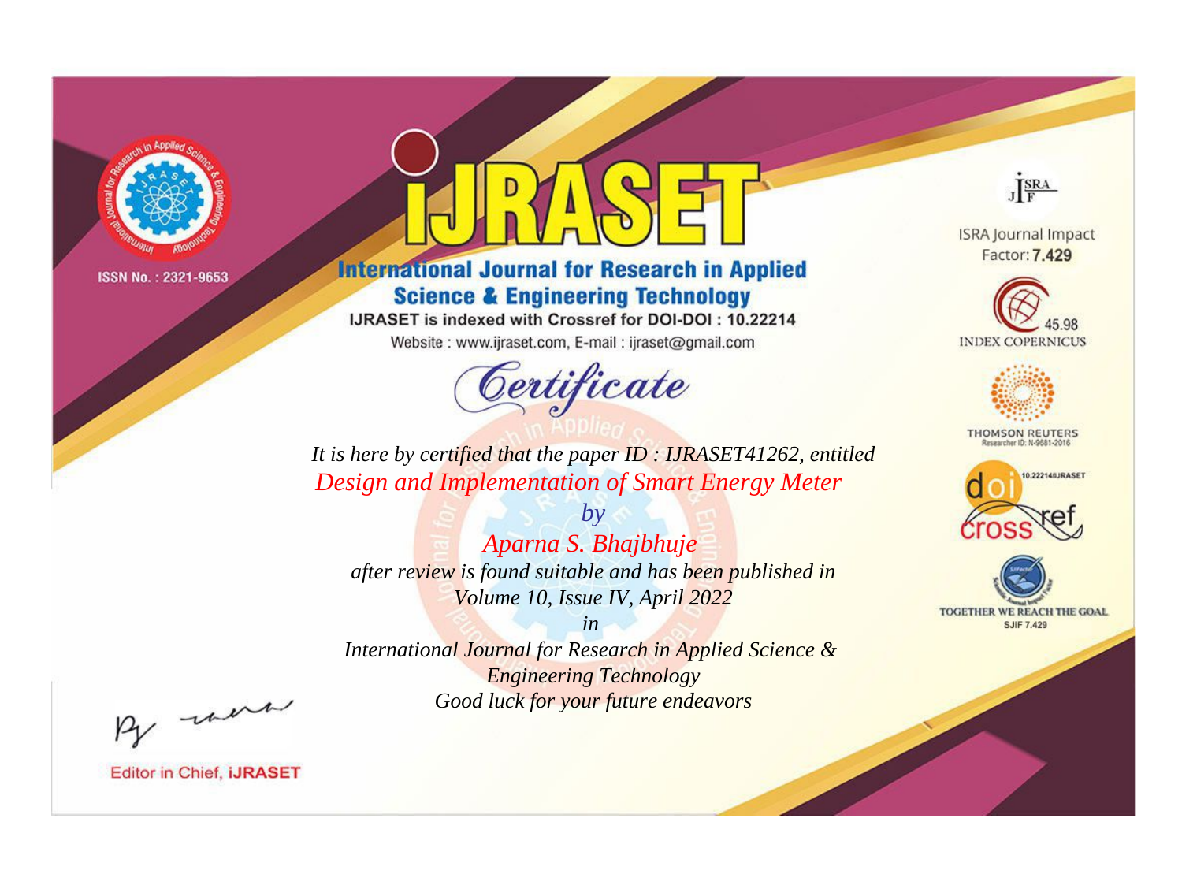ISSN No. : 2321-9653

# iJRASET

## International Journal for Research in Applied Science & Engineering Technology

IJRASET is indexed with Crossref for DOI-DOI : 10.22214

Website : www.ijraset.com, E-mail : ijraset@gmail.com

ISRA Journal Impact Factor: **7.429**

45.98 INDEX COPERNICUS

THOMSON REUTERS Researcher ID: N-9681-2016

10.22214/IJRASET

TOGETHER WE REACH THE GOAL SJIF 7.429

*Certificate*

*It is here by certified that the paper ID : IJRASET41262, entitled*

*Design and Implementation of Smart Energy Meter*

*by*

*Aparna S. Bhajbhuje*

*after review is found suitable and has been published in*

*Volume 10, Issue IV, April 2022*

*in*

*International Journal for Research in Applied Science & Engineering Technology*

*Good luck for your future endeavors*

Editor in Chief, **iJRASET**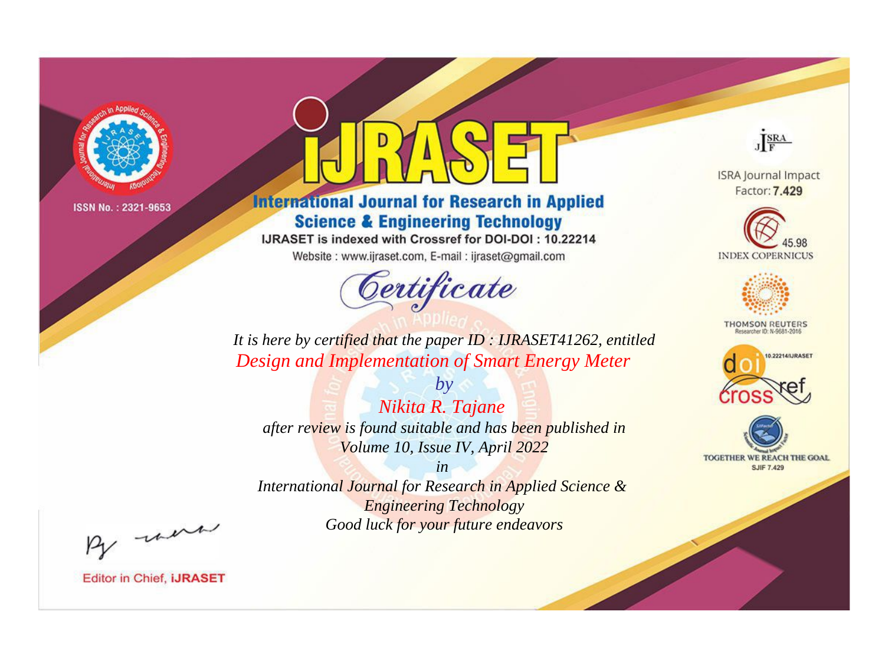ISSN No. : 2321-9653

# iJRASET

## International Journal for Research in Applied Science & Engineering Technology

IJRASET is indexed with Crossref for DOI-DOI : 10.22214

Website : www.ijraset.com, E-mail : ijraset@gmail.com

ISRA Journal Impact Factor: **7.429**

45.98 INDEX COPERNICUS

THOMSON REUTERS Researcher ID: N-9681-2016

10.22214/IJRASET

TOGETHER WE REACH THE GOAL SJIF 7.429

# *Certificate*

*It is here by certified that the paper ID : IJRASET41262, entitled*

*Design and Implementation of Smart Energy Meter*

*by*

*Nikita R. Tajane*

*after review is found suitable and has been published in*

*Volume 10, Issue IV, April 2022*

*in*

*International Journal for Research in Applied Science & Engineering Technology*

*Good luck for your future endeavors*

Editor in Chief, **iJRASET**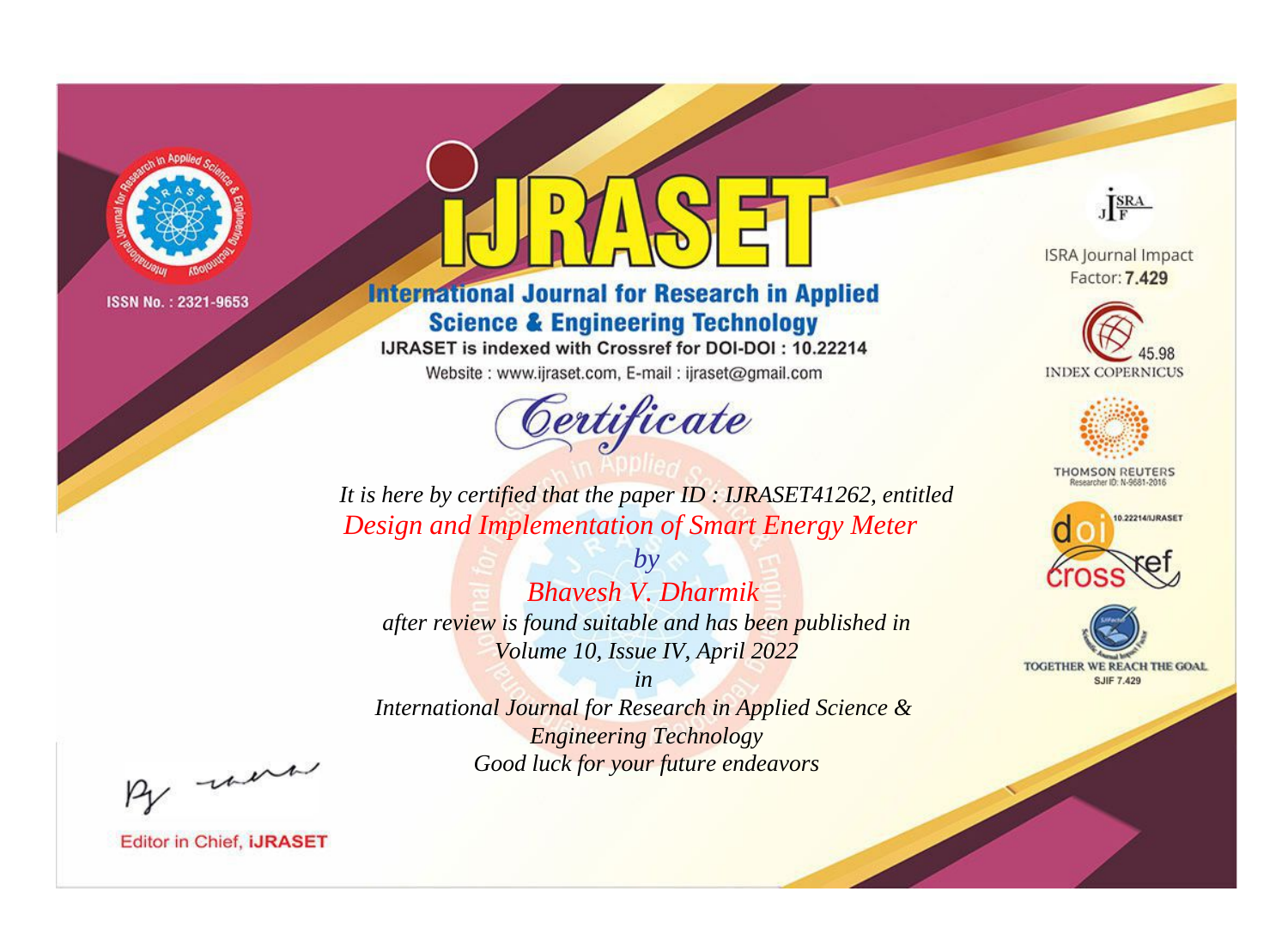ISSN No. : 2321-9653

# IJRASET

## International Journal for Research in Applied Science & Engineering Technology

IJRASET is indexed with Crossref for DOI-DOI : 10.22214

Website : www.ijraset.com, E-mail : ijraset@gmail.com

*Certificate*

*It is here by certified that the paper ID : IJRASET41262, entitled*

*Design and Implementation of Smart Energy Meter*

*by*

*Bhavesh V. Dharmik*

*after review is found suitable and has been published in*

*Volume 10, Issue IV, April 2022*

*in*

*International Journal for Research in Applied Science & Engineering Technology*

*Good luck for your future endeavors*

ISRA Journal Impact Factor: **7.429**

45.98 INDEX COPERNICUS

THOMSON REUTERS Researcher ID: N-9681-2016

10.22214/IJRASET

TOGETHER WE REACH THE GOAL SJIF 7.429

Editor in Chief, **iJRASET**